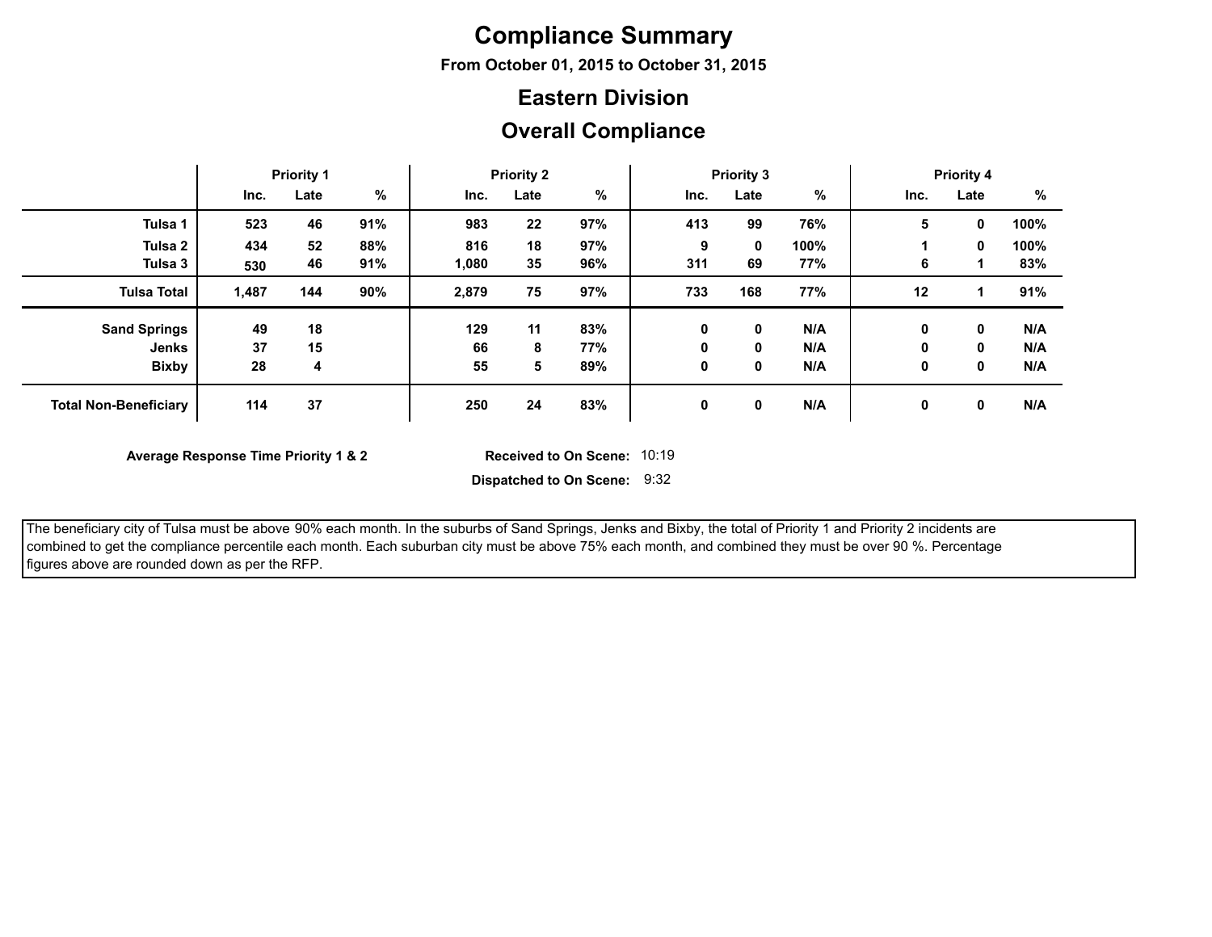# Compliance Summary

**From October 01, 2015 to October 31, 2015**

## Eastern Division

## Overall Compliance

| | Priority 1 | | | Priority 2 | | | Priority 3 | | | Priority 4 | | |
|---|---|---|---|---|---|---|---|---|---|---|---|---|
| | Inc. | Late | % | Inc. | Late | % | Inc. | Late | % | Inc. | Late | % |
| **Tulsa 1** | 523 | 46 | 91% | 983 | 22 | 97% | 413 | 99 | 76% | 5 | 0 | 100% |
| **Tulsa 2** | 434 | 52 | 88% | 816 | 18 | 97% | 9 | 0 | 100% | 1 | 0 | 100% |
| **Tulsa 3** | 530 | 46 | 91% | 1,080 | 35 | 96% | 311 | 69 | 77% | 6 | 1 | 83% |
| **Tulsa Total** | 1,487 | 144 | 90% | 2,879 | 75 | 97% | 733 | 168 | 77% | 12 | 1 | 91% |
| **Sand Springs** | 49 | 18 | | 129 | 11 | 83% | 0 | 0 | N/A | 0 | 0 | N/A |
| **Jenks** | 37 | 15 | | 66 | 8 | 77% | 0 | 0 | N/A | 0 | 0 | N/A |
| **Bixby** | 28 | 4 | | 55 | 5 | 89% | 0 | 0 | N/A | 0 | 0 | N/A |
| **Total Non-Beneficiary** | 114 | 37 | | 250 | 24 | 83% | 0 | 0 | N/A | 0 | 0 | N/A |

**Average Response Time Priority 1 & 2**

**Received to On Scene:** 10:19

**Dispatched to On Scene:** 9:32

The beneficiary city of Tulsa must be above 90% each month. In the suburbs of Sand Springs, Jenks and Bixby, the total of Priority 1 and Priority 2 incidents are combined to get the compliance percentile each month. Each suburban city must be above 75% each month, and combined they must be over 90 %. Percentage figures above are rounded down as per the RFP.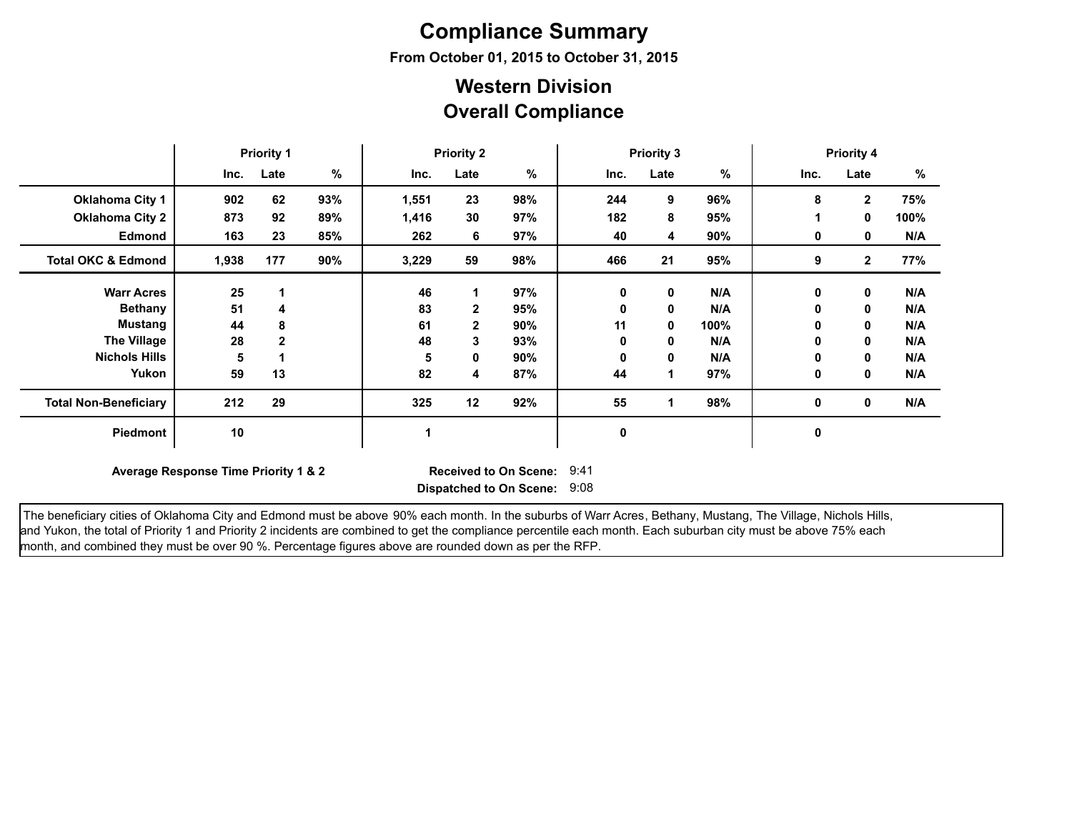# Compliance Summary

**From October 01, 2015 to October 31, 2015**

## Western Division
## Overall Compliance

| | Priority 1 | | | Priority 2 | | | Priority 3 | | | Priority 4 | | |
|---|---|---|---|---|---|---|---|---|---|---|---|---|
| | Inc. | Late | % | Inc. | Late | % | Inc. | Late | % | Inc. | Late | % |
| **Oklahoma City 1** | 902 | 62 | 93% | 1,551 | 23 | 98% | 244 | 9 | 96% | 8 | 2 | 75% |
| **Oklahoma City 2** | 873 | 92 | 89% | 1,416 | 30 | 97% | 182 | 8 | 95% | 1 | 0 | 100% |
| **Edmond** | 163 | 23 | 85% | 262 | 6 | 97% | 40 | 4 | 90% | 0 | 0 | N/A |
| **Total OKC & Edmond** | 1,938 | 177 | 90% | 3,229 | 59 | 98% | 466 | 21 | 95% | 9 | 2 | 77% |
| **Warr Acres** | 25 | 1 | | 46 | 1 | 97% | 0 | 0 | N/A | 0 | 0 | N/A |
| **Bethany** | 51 | 4 | | 83 | 2 | 95% | 0 | 0 | N/A | 0 | 0 | N/A |
| **Mustang** | 44 | 8 | | 61 | 2 | 90% | 11 | 0 | 100% | 0 | 0 | N/A |
| **The Village** | 28 | 2 | | 48 | 3 | 93% | 0 | 0 | N/A | 0 | 0 | N/A |
| **Nichols Hills** | 5 | 1 | | 5 | 0 | 90% | 0 | 0 | N/A | 0 | 0 | N/A |
| **Yukon** | 59 | 13 | | 82 | 4 | 87% | 44 | 1 | 97% | 0 | 0 | N/A |
| **Total Non-Beneficiary** | 212 | 29 | | 325 | 12 | 92% | 55 | 1 | 98% | 0 | 0 | N/A |
| **Piedmont** | 10 | | | 1 | | | 0 | | | 0 | | |

**Average Response Time Priority 1 & 2** **Received to On Scene:** 9:41
**Dispatched to On Scene:** 9:08

The beneficiary cities of Oklahoma City and Edmond must be above 90% each month. In the suburbs of Warr Acres, Bethany, Mustang, The Village, Nichols Hills, and Yukon, the total of Priority 1 and Priority 2 incidents are combined to get the compliance percentile each month. Each suburban city must be above 75% each month, and combined they must be over 90 %. Percentage figures above are rounded down as per the RFP.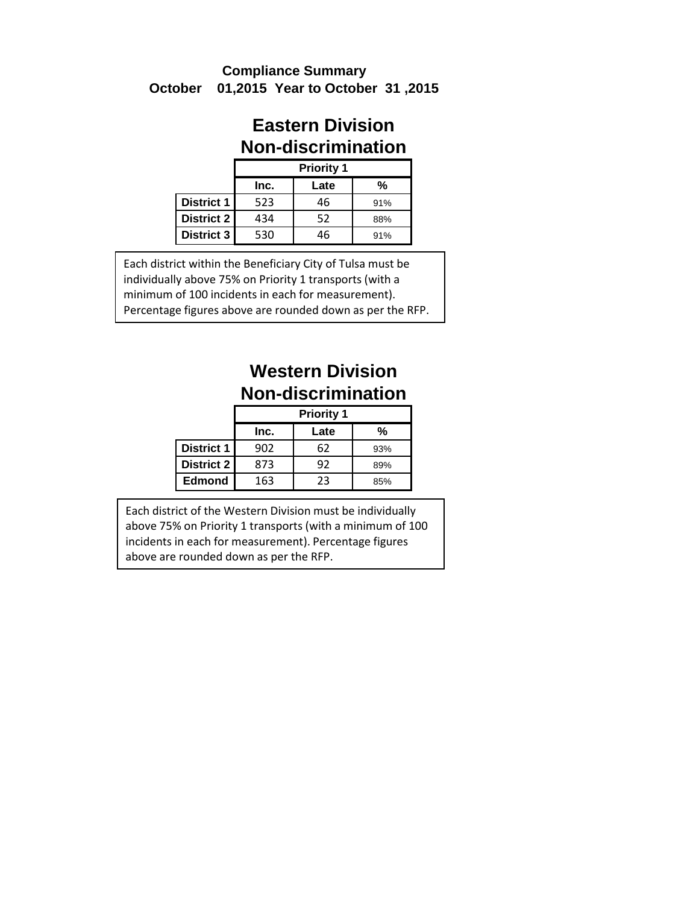**Compliance Summary**
**October 01,2015 Year to October 31 ,2015**

## Eastern Division
## Non-discrimination

| | Priority 1 | | |
|---|---|---|---|
| | **Inc.** | **Late** | **%** |
| **District 1** | 523 | 46 | 91% |
| **District 2** | 434 | 52 | 88% |
| **District 3** | 530 | 46 | 91% |

Each district within the Beneficiary City of Tulsa must be individually above 75% on Priority 1 transports (with a minimum of 100 incidents in each for measurement). Percentage figures above are rounded down as per the RFP.

## Western Division
## Non-discrimination

| | Priority 1 | | |
|---|---|---|---|
| | **Inc.** | **Late** | **%** |
| **District 1** | 902 | 62 | 93% |
| **District 2** | 873 | 92 | 89% |
| **Edmond** | 163 | 23 | 85% |

Each district of the Western Division must be individually above 75% on Priority 1 transports (with a minimum of 100 incidents in each for measurement). Percentage figures above are rounded down as per the RFP.